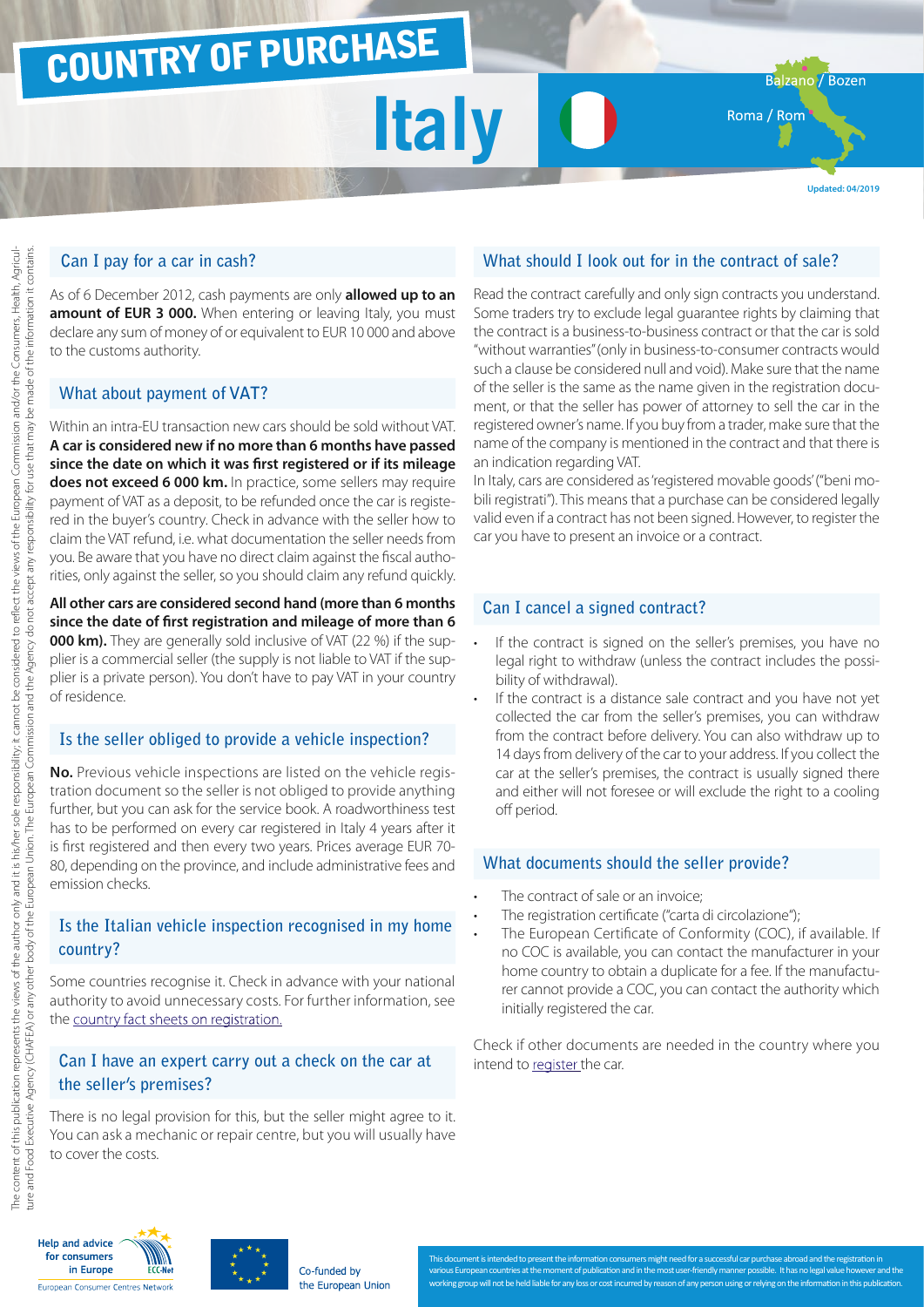# COUNTRY OF PURCHASE

# Italy

Balzano / Bozen

Roma / Rom

Updated: 04/2019

The content of this publication represents the views of the author only and it is his/her sole responsibility; it cannot be considered to reflect the views of the European Commission and/or the Consumers, Health, Agriculture and Food Executive Agency (CHAFEA) or any other body of the European Union. The European Commission and the Agency do not accept any responsibility for use that may be made of the information it contains.

## Can I pay for a car in cash?

As of 6 December 2012, cash payments are only **allowed up to an amount of EUR 3 000.** When entering or leaving Italy, you must declare any sum of money of or equivalent to EUR 10 000 and above to the customs authority.

## What about payment of VAT?

Within an intra-EU transaction new cars should be sold without VAT. **A car is considered new if no more than 6 months have passed since the date on which it was first registered or if its mileage does not exceed 6 000 km.** In practice, some sellers may require payment of VAT as a deposit, to be refunded once the car is registered in the buyer's country. Check in advance with the seller how to claim the VAT refund, i.e. what documentation the seller needs from you. Be aware that you have no direct claim against the fiscal authorities, only against the seller, so you should claim any refund quickly.

**All other cars are considered second hand (more than 6 months since the date of first registration and mileage of more than 6 000 km).** They are generally sold inclusive of VAT (22 %) if the supplier is a commercial seller (the supply is not liable to VAT if the supplier is a private person). You don't have to pay VAT in your country of residence.

## Is the seller obliged to provide a vehicle inspection?

**No.** Previous vehicle inspections are listed on the vehicle registration document so the seller is not obliged to provide anything further, but you can ask for the service book. A roadworthiness test has to be performed on every car registered in Italy 4 years after it is first registered and then every two years. Prices average EUR 70-80, depending on the province, and include administrative fees and emission checks.

## Is the Italian vehicle inspection recognised in my home country?

Some countries recognise it. Check in advance with your national authority to avoid unnecessary costs. For further information, see the country fact sheets on registration.

## Can I have an expert carry out a check on the car at the seller's premises?

There is no legal provision for this, but the seller might agree to it. You can ask a mechanic or repair centre, but you will usually have to cover the costs.

## What should I look out for in the contract of sale?

Read the contract carefully and only sign contracts you understand. Some traders try to exclude legal guarantee rights by claiming that the contract is a business-to-business contract or that the car is sold "without warranties" (only in business-to-consumer contracts would such a clause be considered null and void). Make sure that the name of the seller is the same as the name given in the registration document, or that the seller has power of attorney to sell the car in the registered owner's name. If you buy from a trader, make sure that the name of the company is mentioned in the contract and that there is an indication regarding VAT.

In Italy, cars are considered as 'registered movable goods' ("beni mobili registrati"). This means that a purchase can be considered legally valid even if a contract has not been signed. However, to register the car you have to present an invoice or a contract.

## Can I cancel a signed contract?

- If the contract is signed on the seller's premises, you have no legal right to withdraw (unless the contract includes the possibility of withdrawal).
- If the contract is a distance sale contract and you have not yet collected the car from the seller's premises, you can withdraw from the contract before delivery. You can also withdraw up to 14 days from delivery of the car to your address. If you collect the car at the seller's premises, the contract is usually signed there and either will not foresee or will exclude the right to a cooling off period.

## What documents should the seller provide?

- The contract of sale or an invoice;
- The registration certificate ("carta di circolazione");
- The European Certificate of Conformity (COC), if available. If no COC is available, you can contact the manufacturer in your home country to obtain a duplicate for a fee. If the manufacturer cannot provide a COC, you can contact the authority which initially registered the car.

Check if other documents are needed in the country where you intend to register the car.

Help and advice for consumers in Europe — European Consumer Centres Network

Co-funded by the European Union

This document is intended to present the information consumers might need for a successful car purchase abroad and the registration in various European countries at the moment of publication and in the most user-friendly manner possible. It has no legal value however and the working group will not be held liable for any loss or cost incurred by reason of any person using or relying on the information in this publication.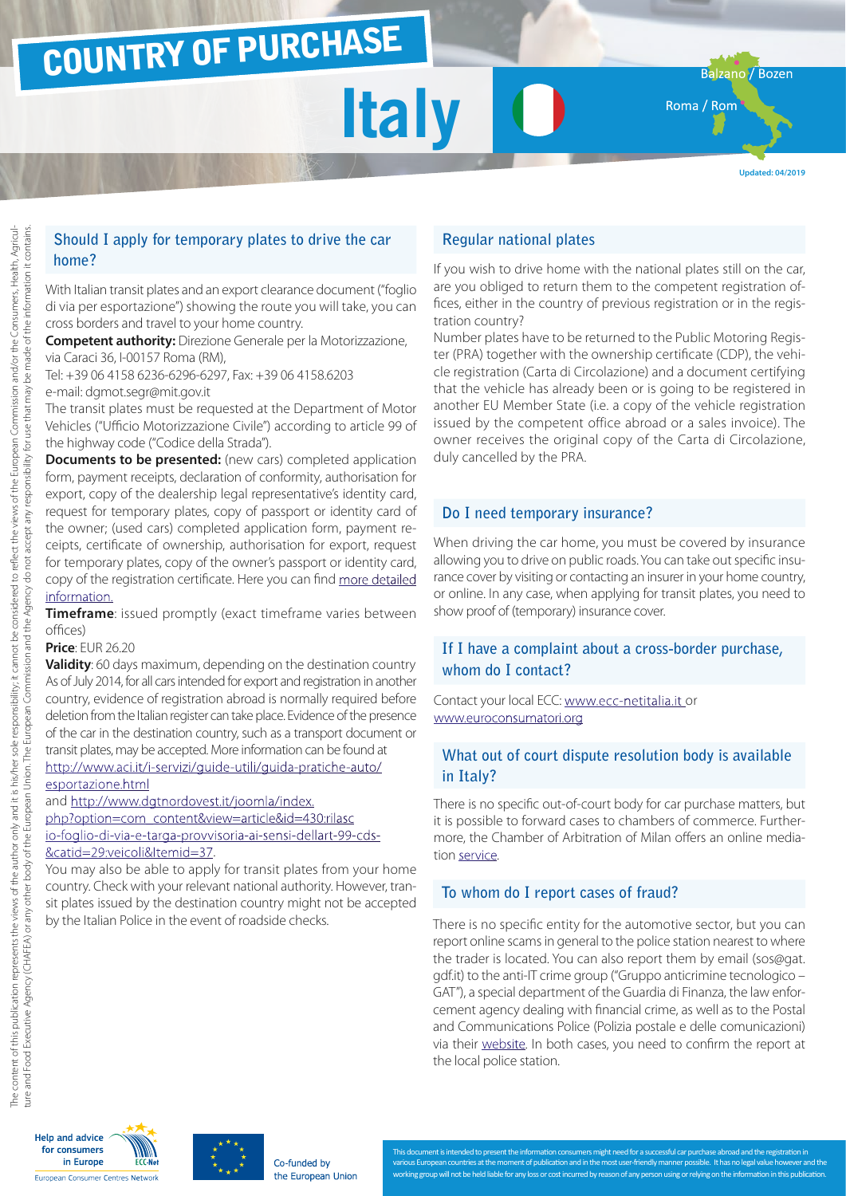# COUNTRY OF PURCHASE

# Italy

Balzano / Bozen

Roma / Rom

Updated: 04/2019

## Should I apply for temporary plates to drive the car home?

With Italian transit plates and an export clearance document ("foglio di via per esportazione") showing the route you will take, you can cross borders and travel to your home country.

**Competent authority:** Direzione Generale per la Motorizzazione, via Caraci 36, I-00157 Roma (RM),
Tel: +39 06 4158 6236-6296-6297, Fax: +39 06 4158.6203
e-mail: dgmot.segr@mit.gov.it

The transit plates must be requested at the Department of Motor Vehicles ("Ufficio Motorizzazione Civile") according to article 99 of the highway code ("Codice della Strada").

**Documents to be presented:** (new cars) completed application form, payment receipts, declaration of conformity, authorisation for export, copy of the dealership legal representative's identity card, request for temporary plates, copy of passport or identity card of the owner; (used cars) completed application form, payment receipts, certificate of ownership, authorisation for export, request for temporary plates, copy of the owner's passport or identity card, copy of the registration certificate. Here you can find more detailed information.

**Timeframe**: issued promptly (exact timeframe varies between offices)

**Price**: EUR 26.20

**Validity**: 60 days maximum, depending on the destination country
As of July 2014, for all cars intended for export and registration in another country, evidence of registration abroad is normally required before deletion from the Italian register can take place. Evidence of the presence of the car in the destination country, such as a transport document or transit plates, may be accepted. More information can be found at http://www.aci.it/i-servizi/guide-utili/guida-pratiche-auto/esportazione.html
and http://www.dgtnordovest.it/joomla/index.php?option=com_content&view=article&id=430:rilascio-foglio-di-via-e-targa-provvisoria-ai-sensi-dellart-99-cds-&catid=29:veicoli&Itemid=37.

You may also be able to apply for transit plates from your home country. Check with your relevant national authority. However, transit plates issued by the destination country might not be accepted by the Italian Police in the event of roadside checks.

## Regular national plates

If you wish to drive home with the national plates still on the car, are you obliged to return them to the competent registration offices, either in the country of previous registration or in the registration country?

Number plates have to be returned to the Public Motoring Register (PRA) together with the ownership certificate (CDP), the vehicle registration (Carta di Circolazione) and a document certifying that the vehicle has already been or is going to be registered in another EU Member State (i.e. a copy of the vehicle registration issued by the competent office abroad or a sales invoice). The owner receives the original copy of the Carta di Circolazione, duly cancelled by the PRA.

## Do I need temporary insurance?

When driving the car home, you must be covered by insurance allowing you to drive on public roads. You can take out specific insurance cover by visiting or contacting an insurer in your home country, or online. In any case, when applying for transit plates, you need to show proof of (temporary) insurance cover.

## If I have a complaint about a cross-border purchase, whom do I contact?

Contact your local ECC: www.ecc-netitalia.it or www.euroconsumatori.org

## What out of court dispute resolution body is available in Italy?

There is no specific out-of-court body for car purchase matters, but it is possible to forward cases to chambers of commerce. Furthermore, the Chamber of Arbitration of Milan offers an online mediation service.

## To whom do I report cases of fraud?

There is no specific entity for the automotive sector, but you can report online scams in general to the police station nearest to where the trader is located. You can also report them by email (sos@gat.gdf.it) to the anti-IT crime group ("Gruppo anticrimine tecnologico – GAT"), a special department of the Guardia di Finanza, the law enforcement agency dealing with financial crime, as well as to the Postal and Communications Police (Polizia postale e delle comunicazioni) via their website. In both cases, you need to confirm the report at the local police station.

The content of this publication represents the views of the author only and it is his/her sole responsibility; it cannot be considered to reflect the views of the European Commission and/or the Consumers, Health, Agriculture and Food Executive Agency (CHAFEA) or any other body of the European Union. The European Commission and the Agency do not accept any responsibility for use that may be made of the information it contains.

Help and advice for consumers in Europe – ECC-Net – European Consumer Centres Network

Co-funded by the European Union

This document is intended to present the information consumers might need for a successful car purchase abroad and the registration in various European countries at the moment of publication and in the most user-friendly manner possible. It has no legal value however and the working group will not be held liable for any loss or cost incurred by reason of any person using or relying on the information in this publication.